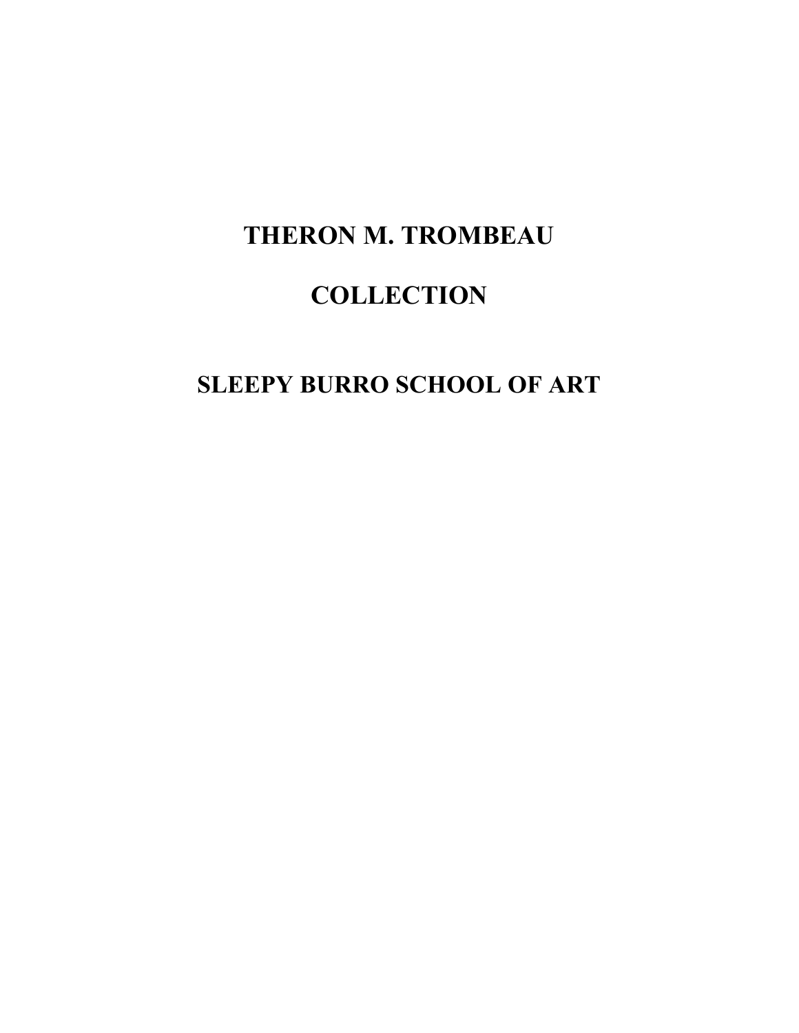# THERON M. TROMBEAU

# COLLECTION

# SLEEPY BURRO SCHOOL OF ART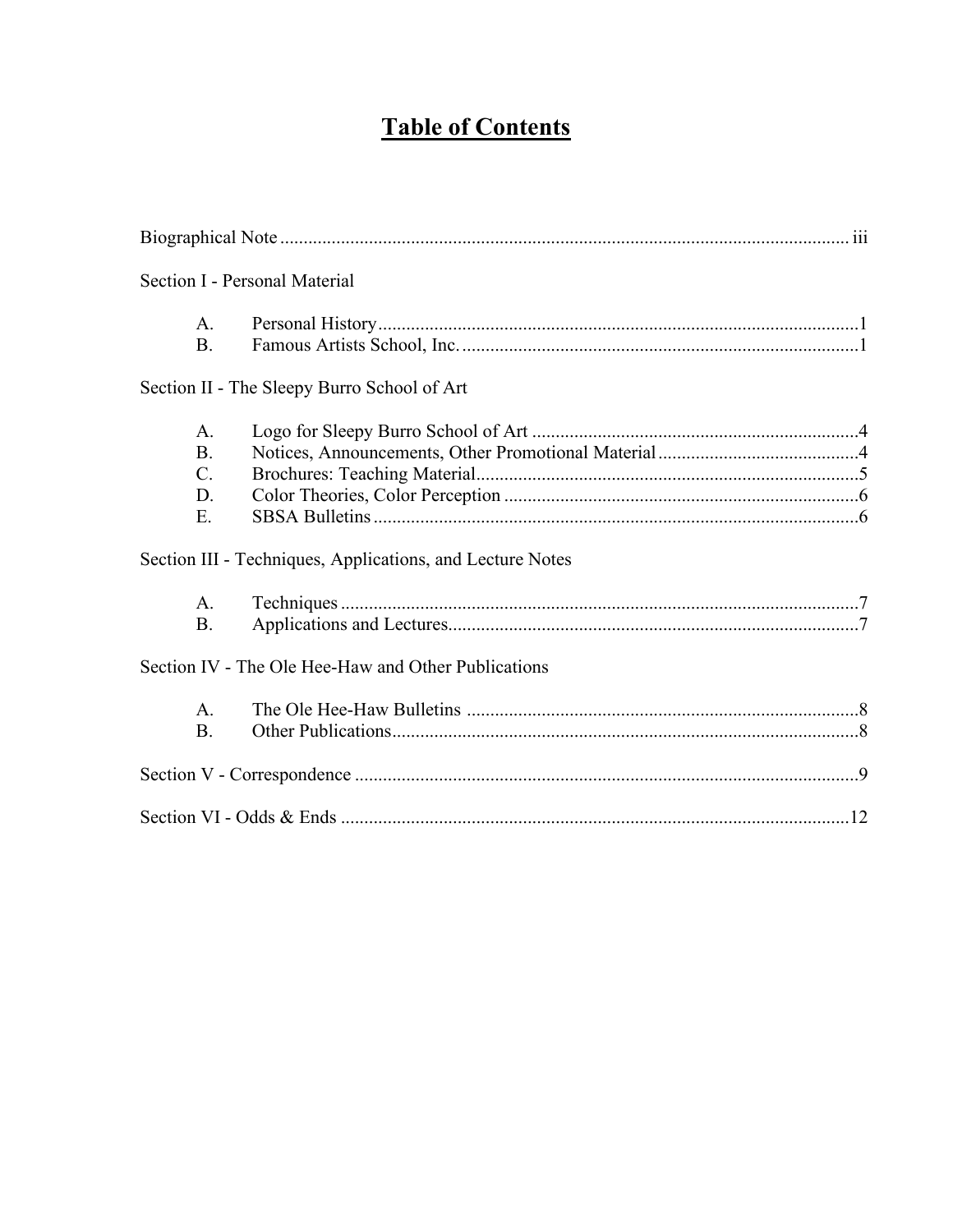# Table of Contents

Biographical Note ........................................................................................................................ iii

Section I - Personal Material

- A. Personal History......................................................................................................1
- B. Famous Artists School, Inc. .....................................................................................1

Section II - The Sleepy Burro School of Art

- A. Logo for Sleepy Burro School of Art .....................................................................4
- B. Notices, Announcements, Other Promotional Material...........................................4
- C. Brochures: Teaching Material..................................................................................5
- D. Color Theories, Color Perception ............................................................................6
- E. SBSA Bulletins ........................................................................................................6

Section III - Techniques, Applications, and Lecture Notes

- A. Techniques ...............................................................................................................7
- B. Applications and Lectures........................................................................................7

Section IV - The Ole Hee-Haw and Other Publications

- A. The Ole Hee-Haw Bulletins ....................................................................................8
- B. Other Publications....................................................................................................8

Section V - Correspondence ...........................................................................................................9

Section VI - Odds & Ends ............................................................................................................12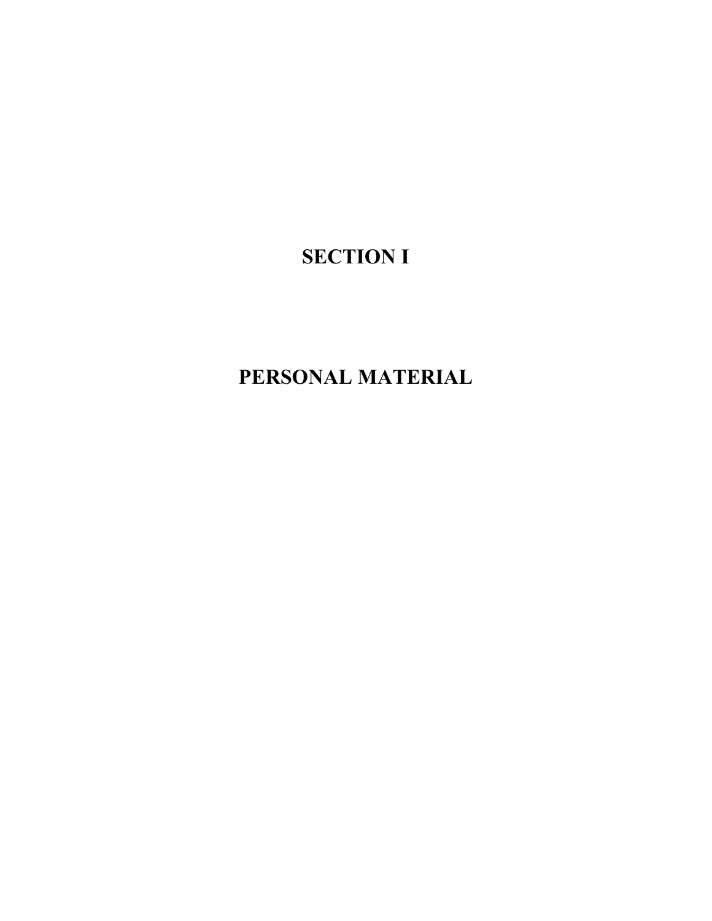# SECTION I

# PERSONAL MATERIAL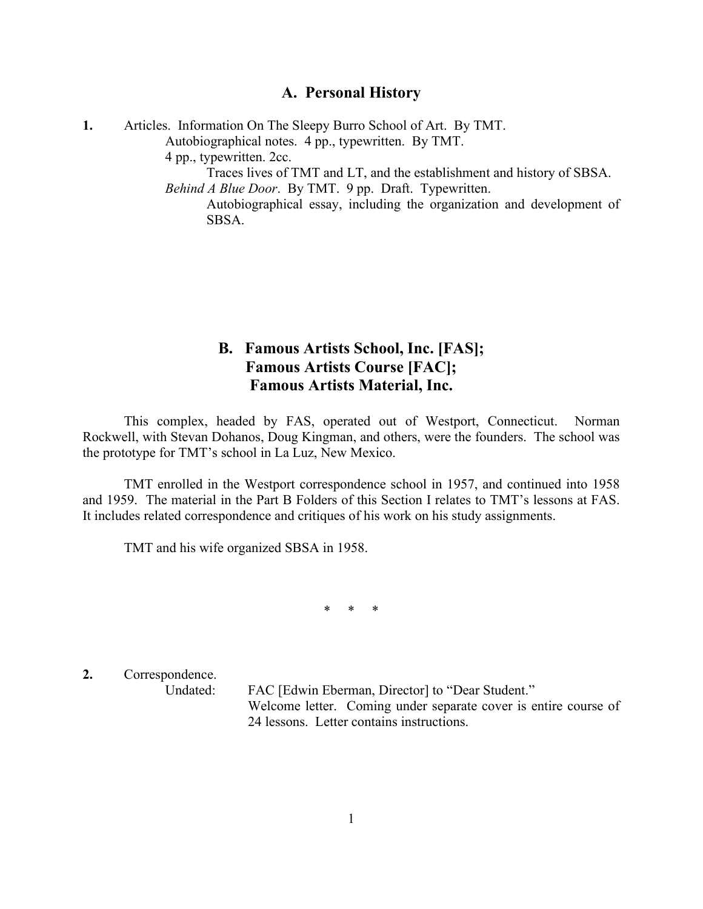## A. Personal History

**1.** Articles. Information On The Sleepy Burro School of Art. By TMT.

Autobiographical notes. 4 pp., typewritten. By TMT.

4 pp., typewritten. 2cc.

Traces lives of TMT and LT, and the establishment and history of SBSA.

*Behind A Blue Door*. By TMT. 9 pp. Draft. Typewritten.

Autobiographical essay, including the organization and development of SBSA.

## B. Famous Artists School, Inc. [FAS]; Famous Artists Course [FAC]; Famous Artists Material, Inc.

This complex, headed by FAS, operated out of Westport, Connecticut. Norman Rockwell, with Stevan Dohanos, Doug Kingman, and others, were the founders. The school was the prototype for TMT's school in La Luz, New Mexico.

TMT enrolled in the Westport correspondence school in 1957, and continued into 1958 and 1959. The material in the Part B Folders of this Section I relates to TMT's lessons at FAS. It includes related correspondence and critiques of his work on his study assignments.

TMT and his wife organized SBSA in 1958.

\* \* \*

**2.** Correspondence.

Undated: FAC [Edwin Eberman, Director] to "Dear Student."

Welcome letter. Coming under separate cover is entire course of 24 lessons. Letter contains instructions.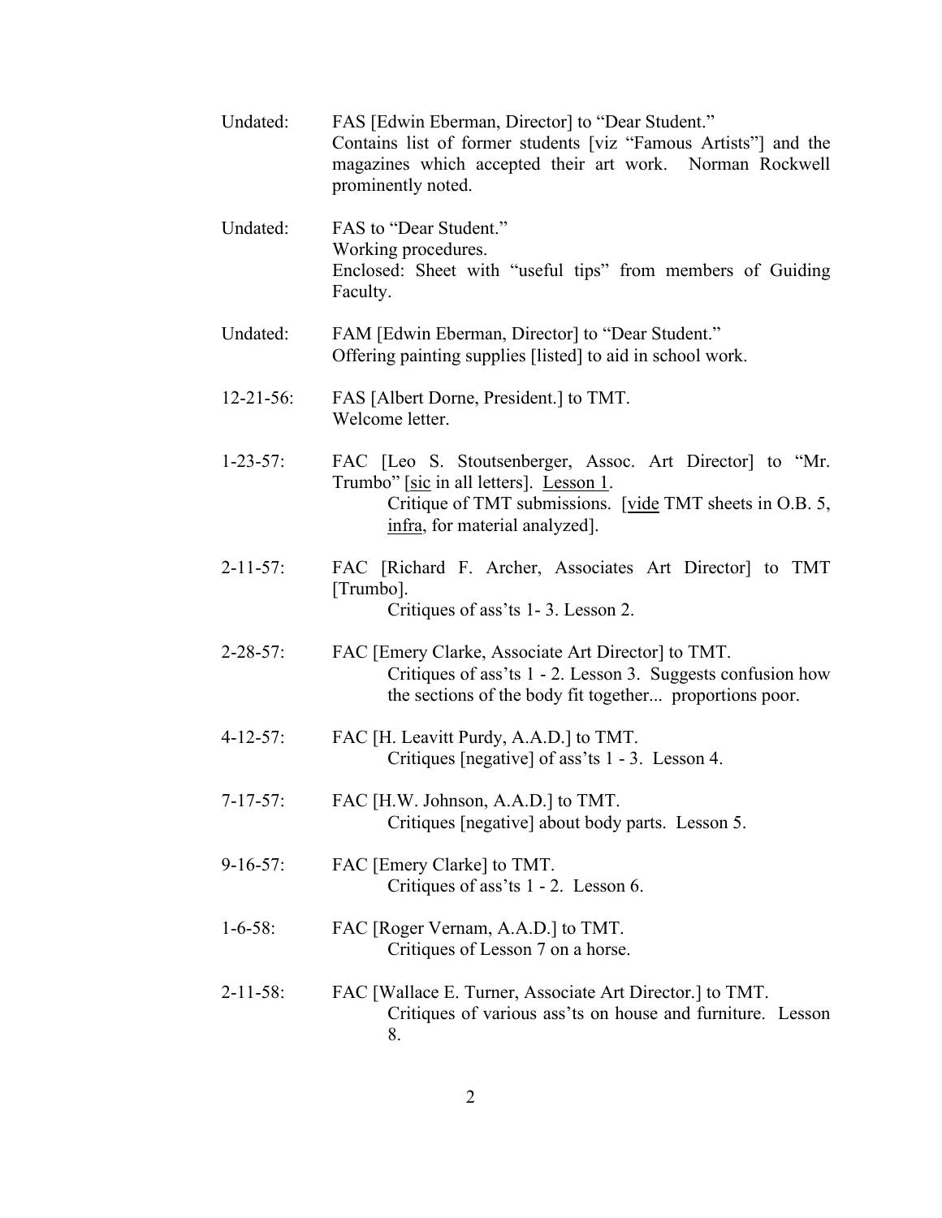Undated: FAS [Edwin Eberman, Director] to "Dear Student."
Contains list of former students [viz "Famous Artists"] and the magazines which accepted their art work. Norman Rockwell prominently noted.

Undated: FAS to "Dear Student."
Working procedures.
Enclosed: Sheet with "useful tips" from members of Guiding Faculty.

Undated: FAM [Edwin Eberman, Director] to "Dear Student."
Offering painting supplies [listed] to aid in school work.

12-21-56: FAS [Albert Dorne, President.] to TMT.
Welcome letter.

1-23-57: FAC [Leo S. Stoutsenberger, Assoc. Art Director] to "Mr. Trumbo" [sic in all letters]. Lesson 1.
Critique of TMT submissions. [vide TMT sheets in O.B. 5, infra, for material analyzed].

2-11-57: FAC [Richard F. Archer, Associates Art Director] to TMT [Trumbo].
Critiques of ass'ts 1- 3. Lesson 2.

2-28-57: FAC [Emery Clarke, Associate Art Director] to TMT.
Critiques of ass'ts 1 - 2. Lesson 3. Suggests confusion how the sections of the body fit together... proportions poor.

4-12-57: FAC [H. Leavitt Purdy, A.A.D.] to TMT.
Critiques [negative] of ass'ts 1 - 3. Lesson 4.

7-17-57: FAC [H.W. Johnson, A.A.D.] to TMT.
Critiques [negative] about body parts. Lesson 5.

9-16-57: FAC [Emery Clarke] to TMT.
Critiques of ass'ts 1 - 2. Lesson 6.

1-6-58: FAC [Roger Vernam, A.A.D.] to TMT.
Critiques of Lesson 7 on a horse.

2-11-58: FAC [Wallace E. Turner, Associate Art Director.] to TMT.
Critiques of various ass'ts on house and furniture. Lesson 8.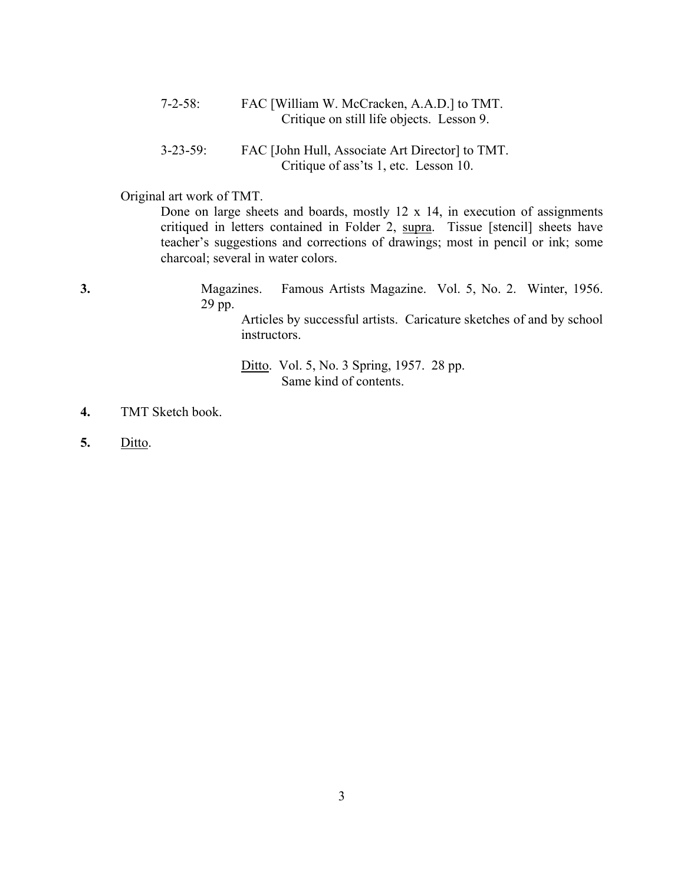7-2-58: FAC [William W. McCracken, A.A.D.] to TMT.
Critique on still life objects. Lesson 9.

3-23-59: FAC [John Hull, Associate Art Director] to TMT.
Critique of ass'ts 1, etc. Lesson 10.

Original art work of TMT.

Done on large sheets and boards, mostly 12 x 14, in execution of assignments critiqued in letters contained in Folder 2, <u>supra</u>. Tissue [stencil] sheets have teacher's suggestions and corrections of drawings; most in pencil or ink; some charcoal; several in water colors.

**3.** Magazines. Famous Artists Magazine. Vol. 5, No. 2. Winter, 1956. 29 pp.

Articles by successful artists. Caricature sketches of and by school instructors.

<u>Ditto</u>. Vol. 5, No. 3 Spring, 1957. 28 pp.
Same kind of contents.

**4.** TMT Sketch book.

**5.** <u>Ditto</u>.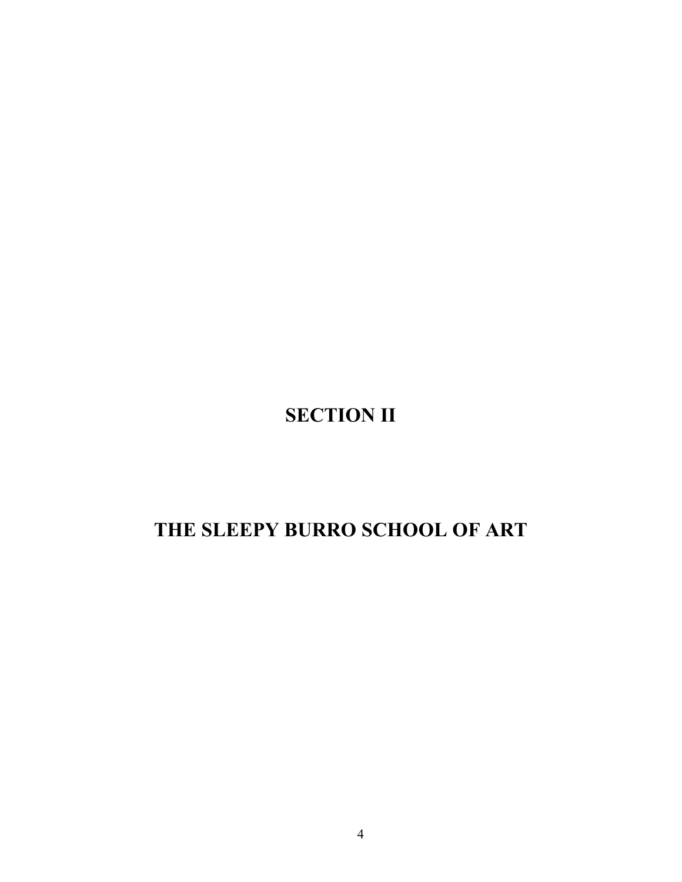# SECTION II

# THE SLEEPY BURRO SCHOOL OF ART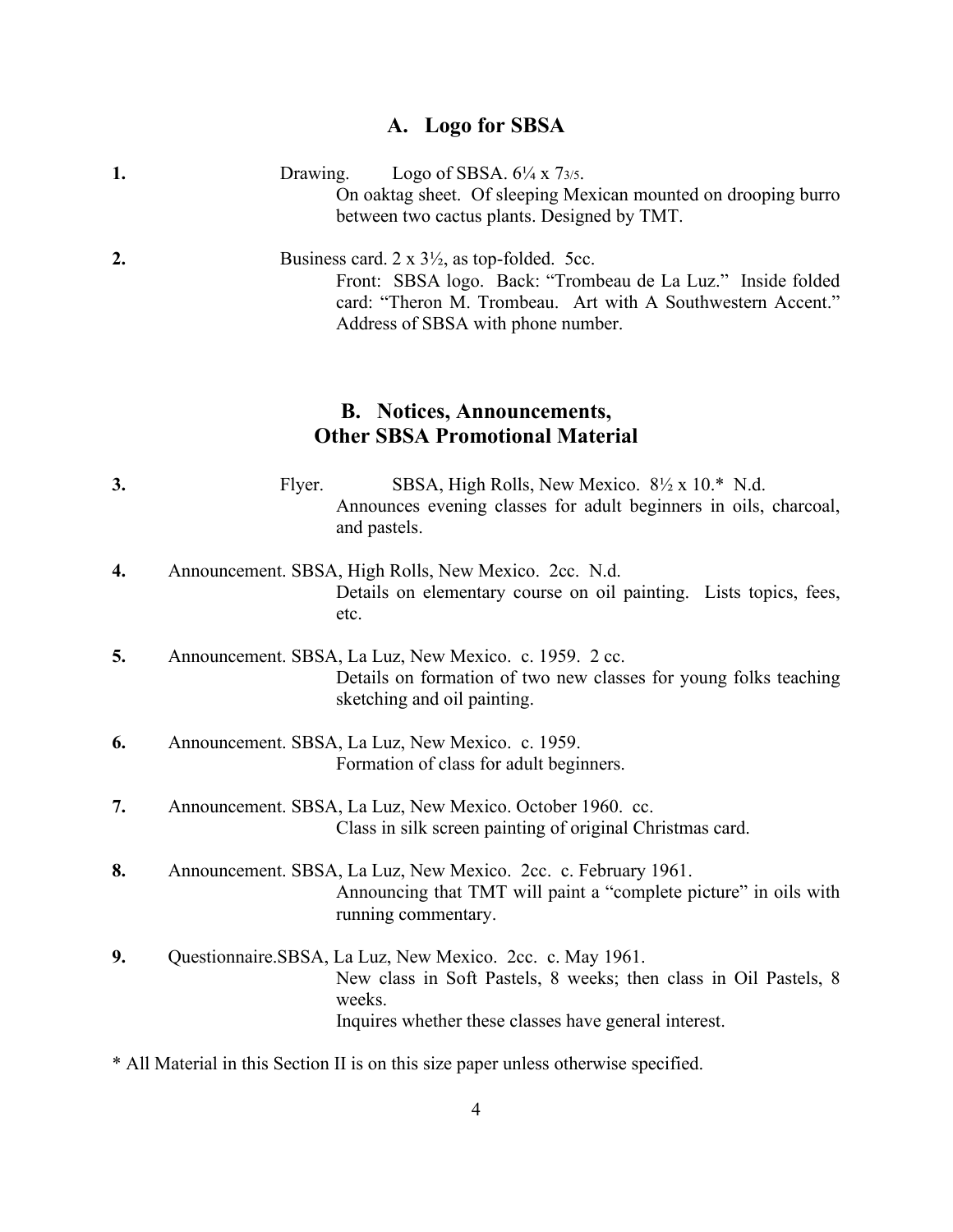## A. Logo for SBSA

**1.** Drawing. Logo of SBSA. 6¼ x 7 3/5.
On oaktag sheet. Of sleeping Mexican mounted on drooping burro between two cactus plants. Designed by TMT.

**2.** Business card. 2 x 3½, as top-folded. 5cc.
Front: SBSA logo. Back: "Trombeau de La Luz." Inside folded card: "Theron M. Trombeau. Art with A Southwestern Accent." Address of SBSA with phone number.

## B. Notices, Announcements, Other SBSA Promotional Material

**3.** Flyer. SBSA, High Rolls, New Mexico. 8½ x 10.* N.d.
Announces evening classes for adult beginners in oils, charcoal, and pastels.

**4.** Announcement. SBSA, High Rolls, New Mexico. 2cc. N.d.
Details on elementary course on oil painting. Lists topics, fees, etc.

**5.** Announcement. SBSA, La Luz, New Mexico. c. 1959. 2 cc.
Details on formation of two new classes for young folks teaching sketching and oil painting.

**6.** Announcement. SBSA, La Luz, New Mexico. c. 1959.
Formation of class for adult beginners.

**7.** Announcement. SBSA, La Luz, New Mexico. October 1960. cc.
Class in silk screen painting of original Christmas card.

**8.** Announcement. SBSA, La Luz, New Mexico. 2cc. c. February 1961.
Announcing that TMT will paint a "complete picture" in oils with running commentary.

**9.** Questionnaire.SBSA, La Luz, New Mexico. 2cc. c. May 1961.
New class in Soft Pastels, 8 weeks; then class in Oil Pastels, 8 weeks.
Inquires whether these classes have general interest.

* All Material in this Section II is on this size paper unless otherwise specified.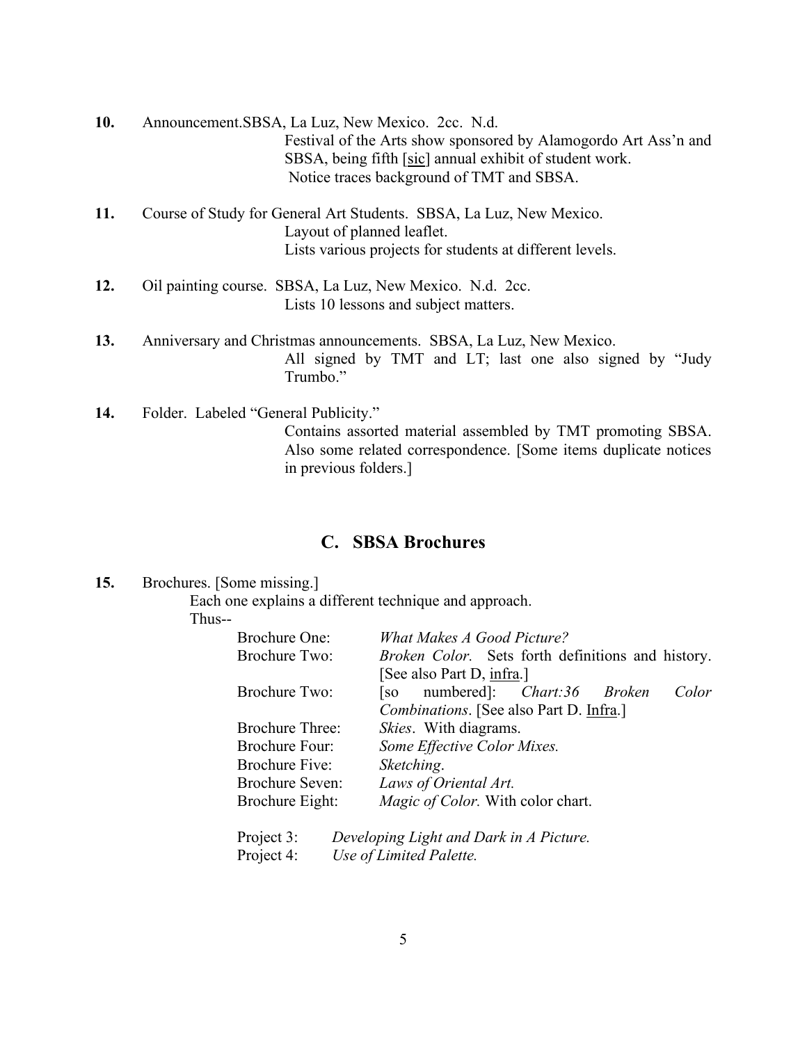**10.** Announcement.SBSA, La Luz, New Mexico. 2cc. N.d.

Festival of the Arts show sponsored by Alamogordo Art Ass'n and SBSA, being fifth [sic] annual exhibit of student work.
Notice traces background of TMT and SBSA.

**11.** Course of Study for General Art Students. SBSA, La Luz, New Mexico.

Layout of planned leaflet.
Lists various projects for students at different levels.

**12.** Oil painting course. SBSA, La Luz, New Mexico. N.d. 2cc.

Lists 10 lessons and subject matters.

**13.** Anniversary and Christmas announcements. SBSA, La Luz, New Mexico.

All signed by TMT and LT; last one also signed by "Judy Trumbo."

**14.** Folder. Labeled "General Publicity."

Contains assorted material assembled by TMT promoting SBSA. Also some related correspondence. [Some items duplicate notices in previous folders.]

## C. SBSA Brochures

**15.** Brochures. [Some missing.]

Each one explains a different technique and approach.
Thus--

| | |
|---|---|
| Brochure One: | *What Makes A Good Picture?* |
| Brochure Two: | *Broken Color.* Sets forth definitions and history. [See also Part D, infra.] |
| Brochure Two: | [so numbered]: *Chart:36 Broken Color Combinations*. [See also Part D. Infra.] |
| Brochure Three: | *Skies*. With diagrams. |
| Brochure Four: | *Some Effective Color Mixes.* |
| Brochure Five: | *Sketching*. |
| Brochure Seven: | *Laws of Oriental Art.* |
| Brochure Eight: | *Magic of Color.* With color chart. |

| | |
|---|---|
| Project 3: | *Developing Light and Dark in A Picture.* |
| Project 4: | *Use of Limited Palette.* |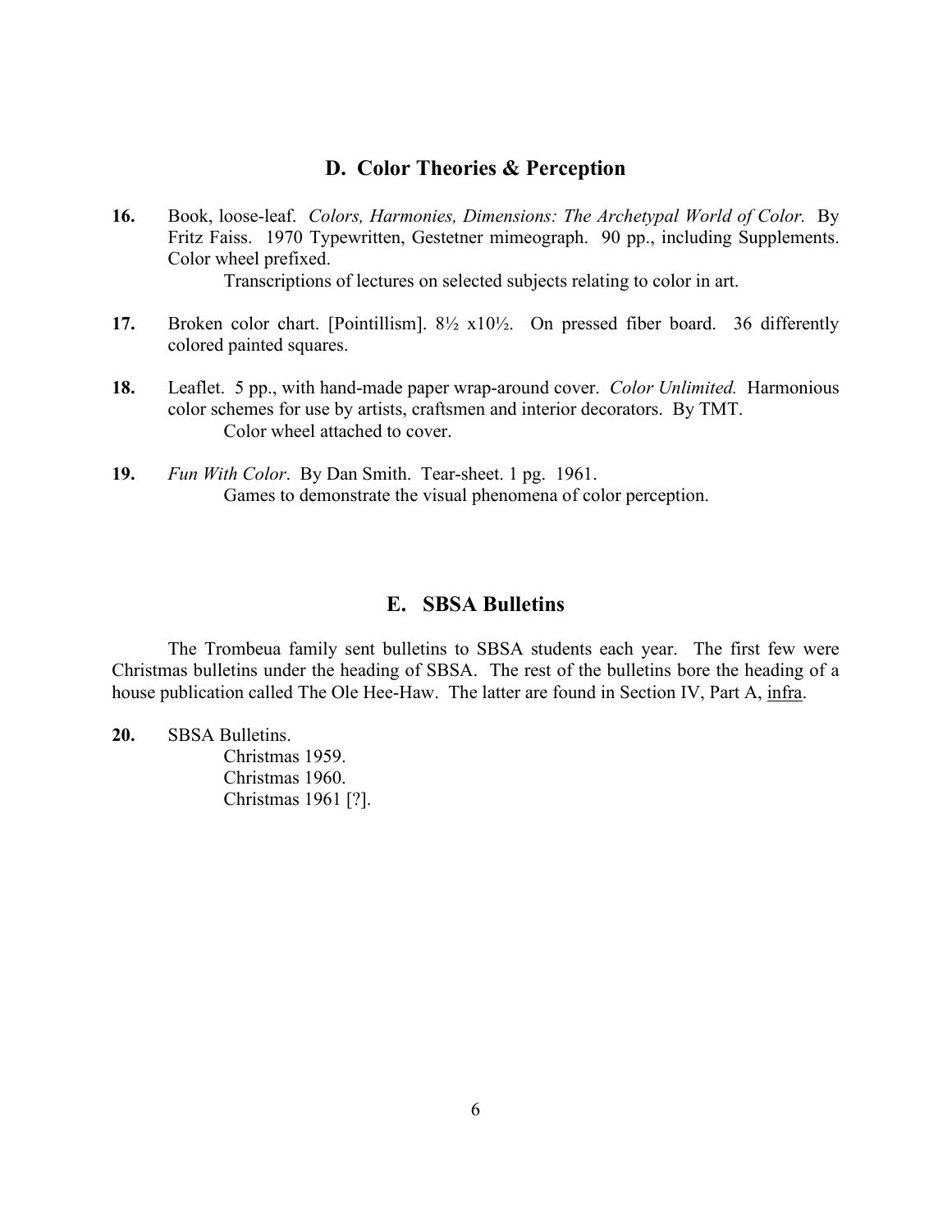## D. Color Theories & Perception

**16.** Book, loose-leaf. *Colors, Harmonies, Dimensions: The Archetypal World of Color.* By Fritz Faiss. 1970 Typewritten, Gestetner mimeograph. 90 pp., including Supplements. Color wheel prefixed.

Transcriptions of lectures on selected subjects relating to color in art.

**17.** Broken color chart. [Pointillism]. 8½ x10½. On pressed fiber board. 36 differently colored painted squares.

**18.** Leaflet. 5 pp., with hand-made paper wrap-around cover. *Color Unlimited.* Harmonious color schemes for use by artists, craftsmen and interior decorators. By TMT.

Color wheel attached to cover.

**19.** *Fun With Color*. By Dan Smith. Tear-sheet. 1 pg. 1961.

Games to demonstrate the visual phenomena of color perception.

## E. SBSA Bulletins

The Trombeua family sent bulletins to SBSA students each year. The first few were Christmas bulletins under the heading of SBSA. The rest of the bulletins bore the heading of a house publication called The Ole Hee-Haw. The latter are found in Section IV, Part A, infra.

**20.** SBSA Bulletins.

Christmas 1959.
Christmas 1960.
Christmas 1961 [?].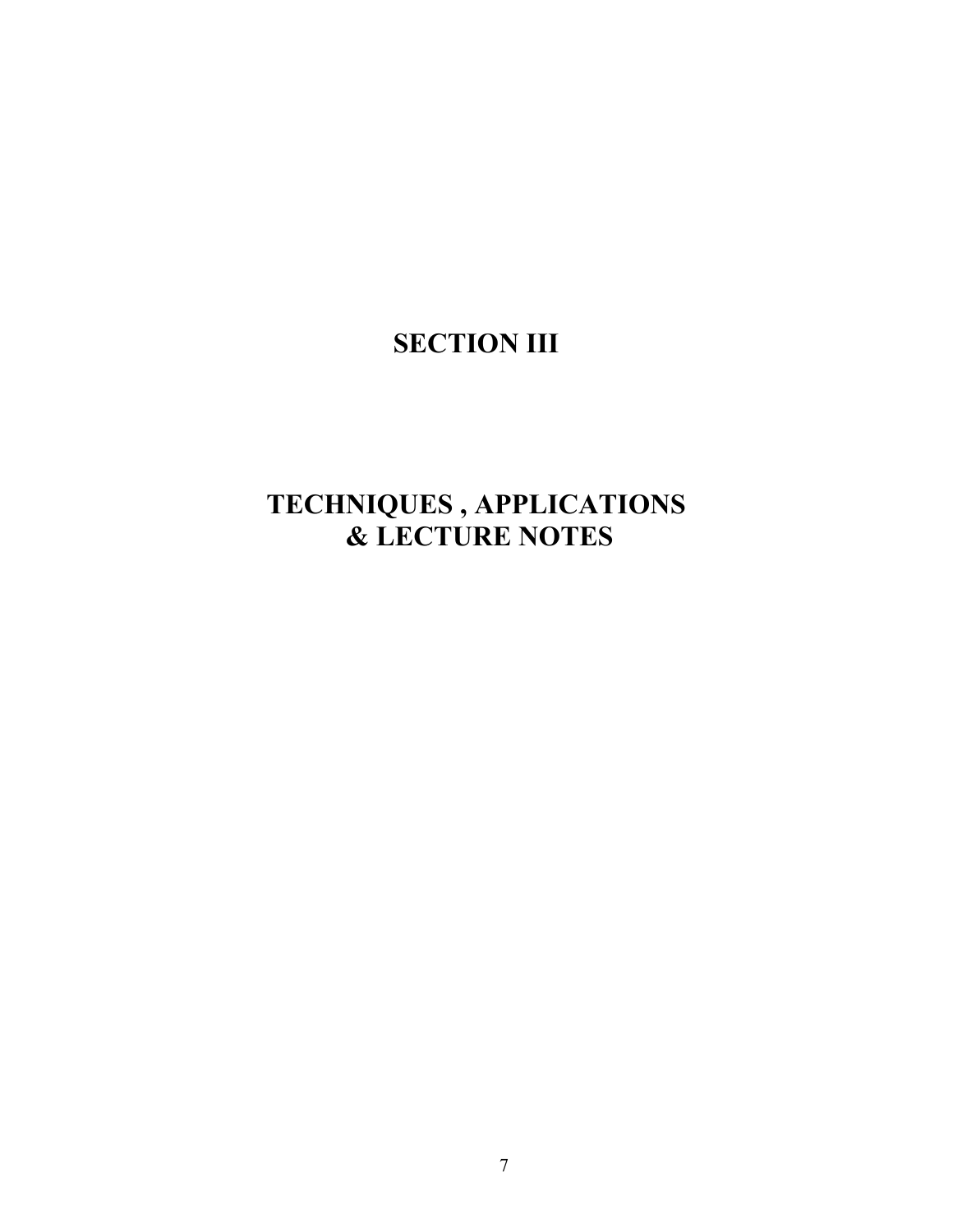# SECTION III

# TECHNIQUES , APPLICATIONS & LECTURE NOTES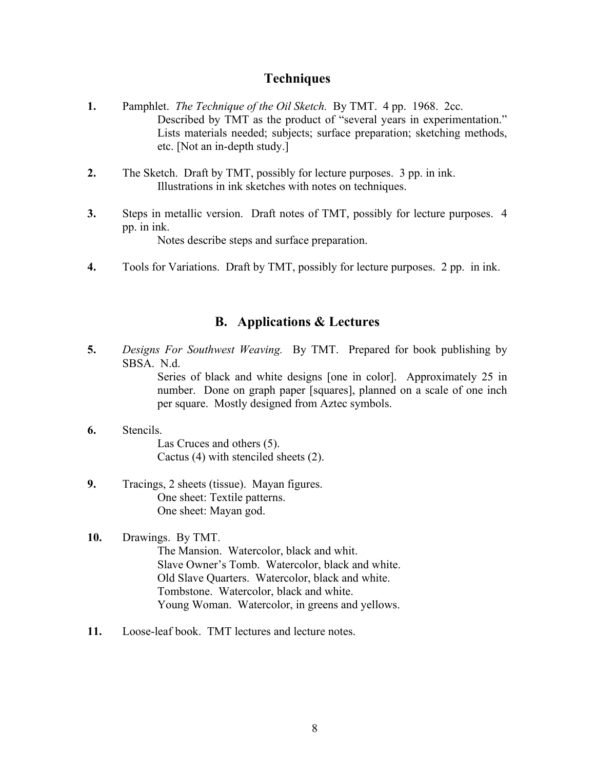## Techniques

**1.** Pamphlet. *The Technique of the Oil Sketch.* By TMT. 4 pp. 1968. 2cc.
Described by TMT as the product of "several years in experimentation." Lists materials needed; subjects; surface preparation; sketching methods, etc. [Not an in-depth study.]

**2.** The Sketch. Draft by TMT, possibly for lecture purposes. 3 pp. in ink.
Illustrations in ink sketches with notes on techniques.

**3.** Steps in metallic version. Draft notes of TMT, possibly for lecture purposes. 4 pp. in ink.
Notes describe steps and surface preparation.

**4.** Tools for Variations. Draft by TMT, possibly for lecture purposes. 2 pp. in ink.

## B. Applications & Lectures

**5.** *Designs For Southwest Weaving.* By TMT. Prepared for book publishing by SBSA. N.d.
Series of black and white designs [one in color]. Approximately 25 in number. Done on graph paper [squares], planned on a scale of one inch per square. Mostly designed from Aztec symbols.

**6.** Stencils.
Las Cruces and others (5).
Cactus (4) with stenciled sheets (2).

**9.** Tracings, 2 sheets (tissue). Mayan figures.
One sheet: Textile patterns.
One sheet: Mayan god.

**10.** Drawings. By TMT.
The Mansion. Watercolor, black and whit.
Slave Owner's Tomb. Watercolor, black and white.
Old Slave Quarters. Watercolor, black and white.
Tombstone. Watercolor, black and white.
Young Woman. Watercolor, in greens and yellows.

**11.** Loose-leaf book. TMT lectures and lecture notes.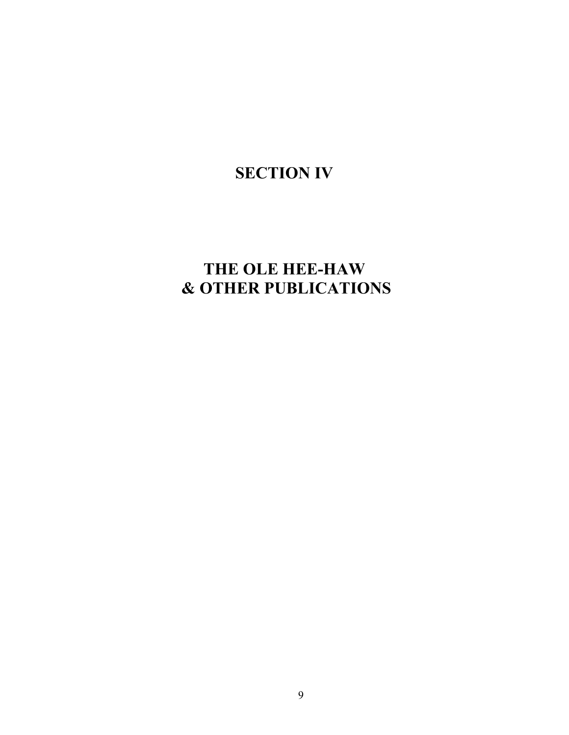# SECTION IV

# THE OLE HEE-HAW & OTHER PUBLICATIONS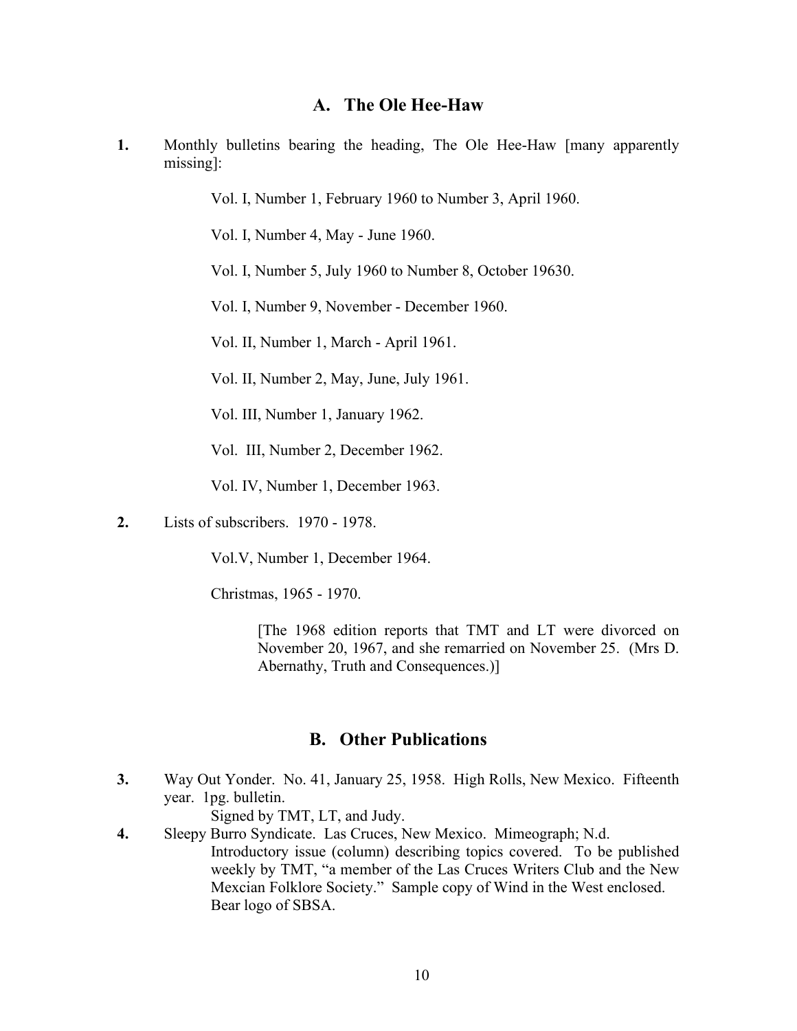## A. The Ole Hee-Haw

**1.** Monthly bulletins bearing the heading, The Ole Hee-Haw [many apparently missing]:

Vol. I, Number 1, February 1960 to Number 3, April 1960.

Vol. I, Number 4, May - June 1960.

Vol. I, Number 5, July 1960 to Number 8, October 19630.

Vol. I, Number 9, November - December 1960.

Vol. II, Number 1, March - April 1961.

Vol. II, Number 2, May, June, July 1961.

Vol. III, Number 1, January 1962.

Vol. III, Number 2, December 1962.

Vol. IV, Number 1, December 1963.

**2.** Lists of subscribers. 1970 - 1978.

Vol.V, Number 1, December 1964.

Christmas, 1965 - 1970.

[The 1968 edition reports that TMT and LT were divorced on November 20, 1967, and she remarried on November 25. (Mrs D. Abernathy, Truth and Consequences.)]

## B. Other Publications

**3.** Way Out Yonder. No. 41, January 25, 1958. High Rolls, New Mexico. Fifteenth year. 1pg. bulletin.

Signed by TMT, LT, and Judy.

**4.** Sleepy Burro Syndicate. Las Cruces, New Mexico. Mimeograph; N.d.

Introductory issue (column) describing topics covered. To be published weekly by TMT, "a member of the Las Cruces Writers Club and the New Mexcian Folklore Society." Sample copy of Wind in the West enclosed. Bear logo of SBSA.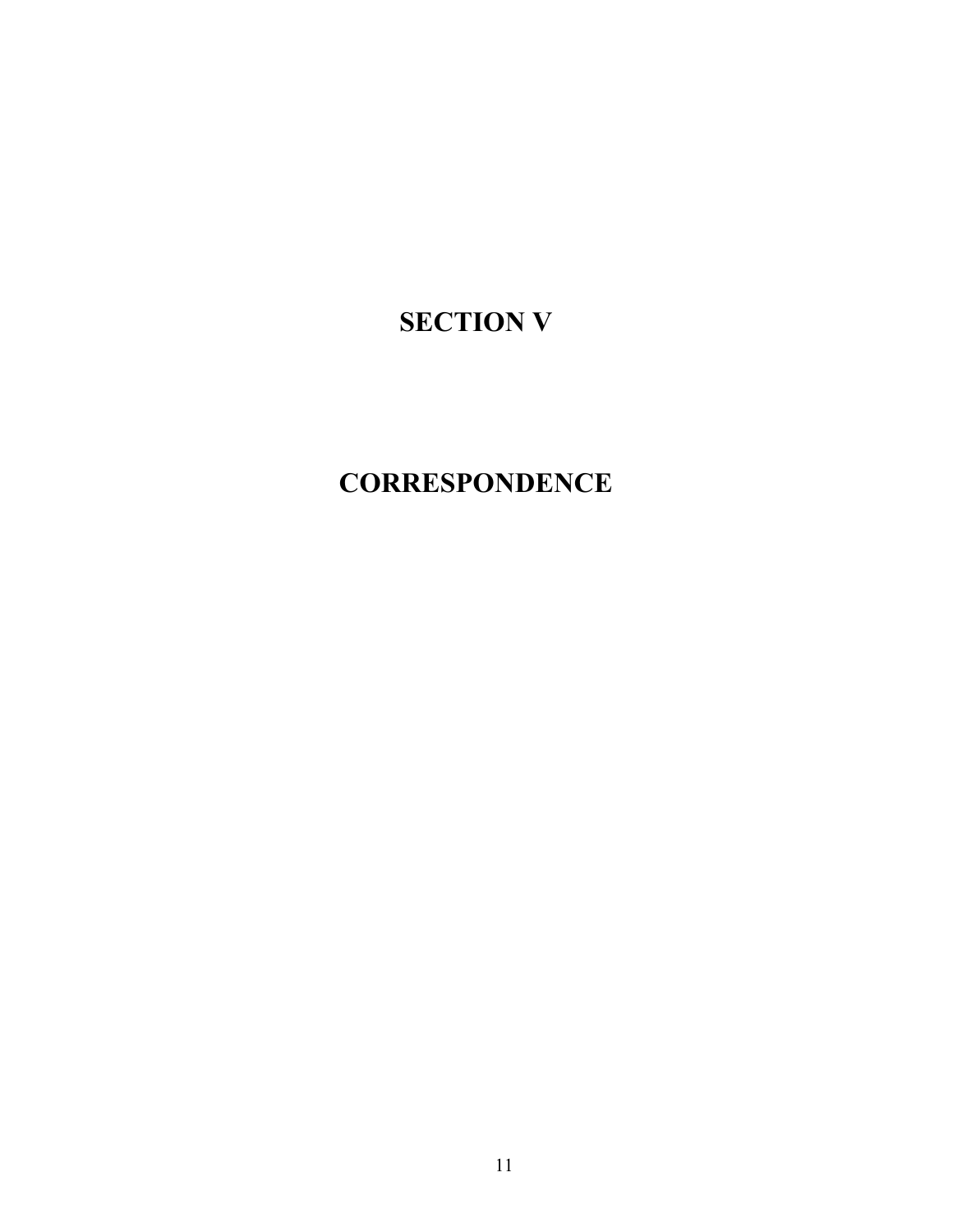# SECTION V

# CORRESPONDENCE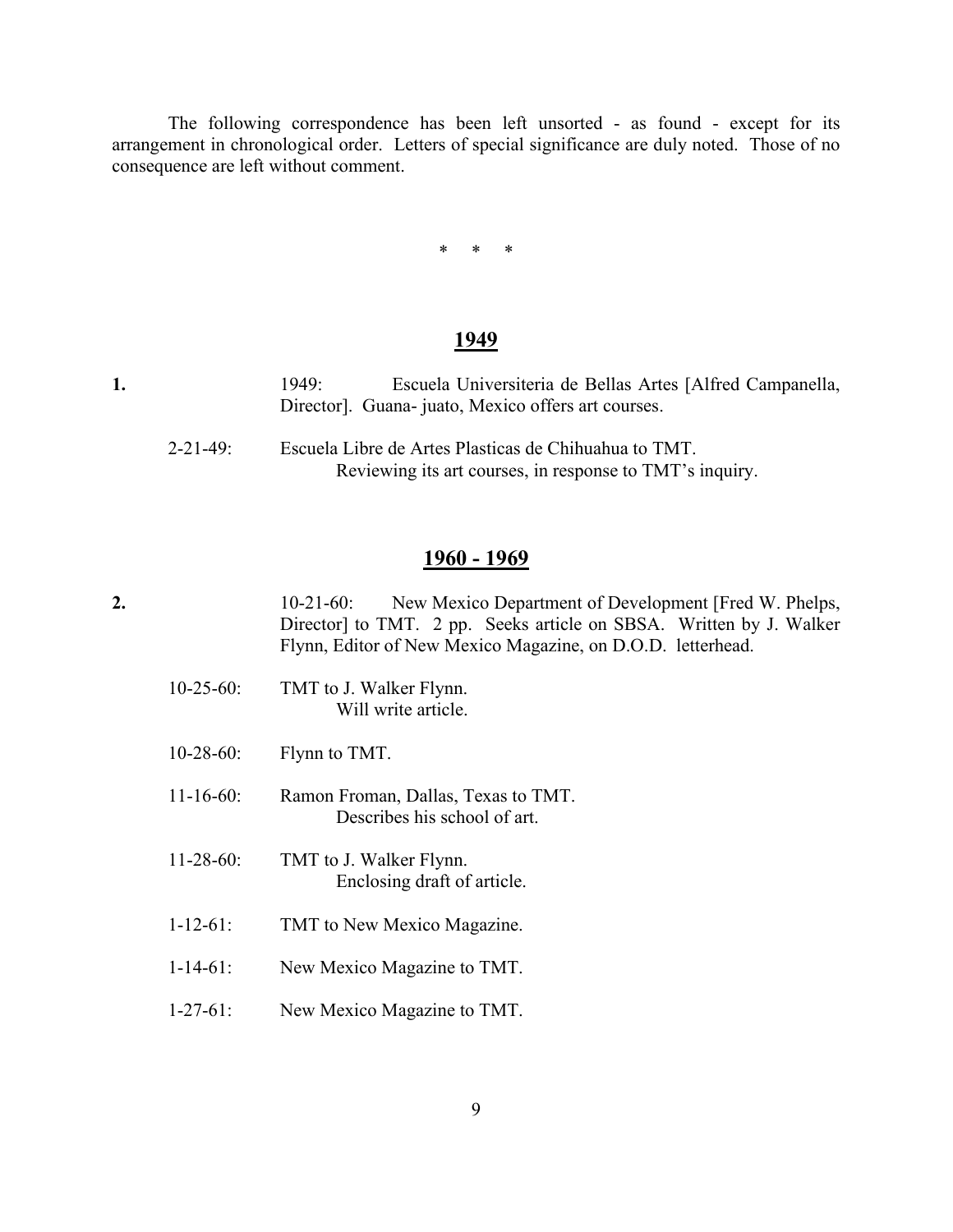The following correspondence has been left unsorted - as found - except for its arrangement in chronological order. Letters of special significance are duly noted. Those of no consequence are left without comment.

\*     \*     \*

## 1949

**1.** 1949: Escuela Universiteria de Bellas Artes [Alfred Campanella, Director]. Guana- juato, Mexico offers art courses.

2-21-49: Escuela Libre de Artes Plasticas de Chihuahua to TMT.
Reviewing its art courses, in response to TMT's inquiry.

## 1960 - 1969

**2.** 10-21-60: New Mexico Department of Development [Fred W. Phelps, Director] to TMT. 2 pp. Seeks article on SBSA. Written by J. Walker Flynn, Editor of New Mexico Magazine, on D.O.D. letterhead.

10-25-60: TMT to J. Walker Flynn.
Will write article.

10-28-60: Flynn to TMT.

11-16-60: Ramon Froman, Dallas, Texas to TMT.
Describes his school of art.

11-28-60: TMT to J. Walker Flynn.
Enclosing draft of article.

1-12-61: TMT to New Mexico Magazine.

1-14-61: New Mexico Magazine to TMT.

1-27-61: New Mexico Magazine to TMT.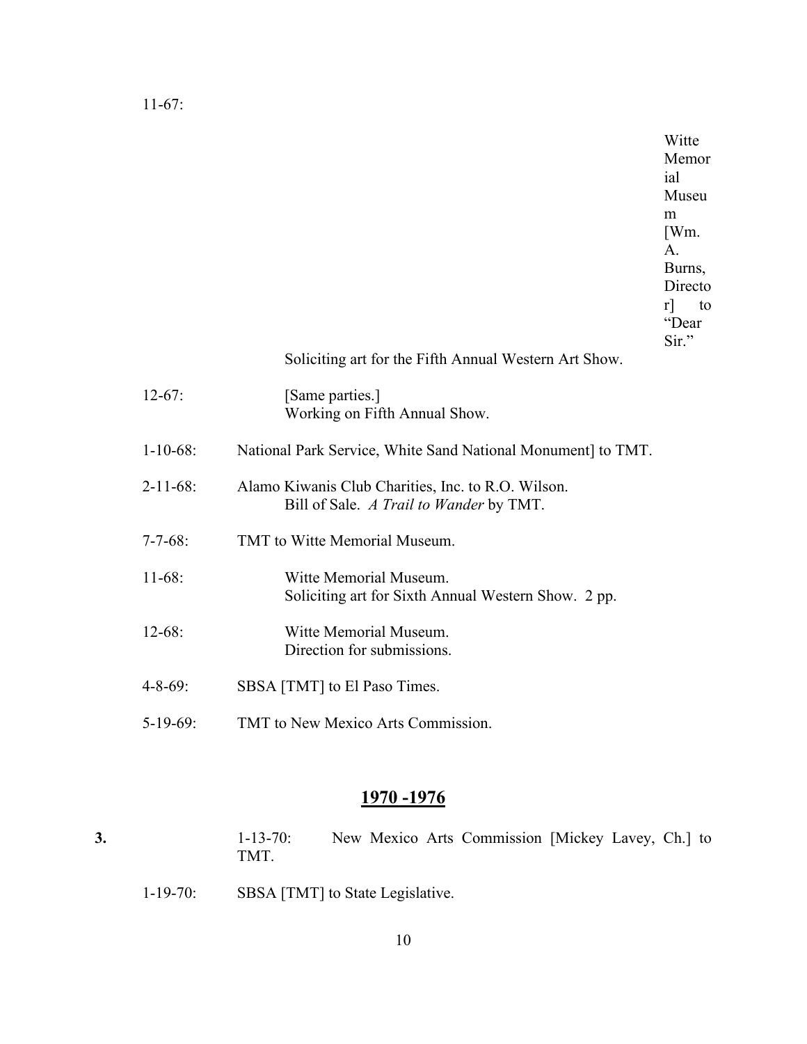11-67: Witte Memorial Museum [Wm. A. Burns, Director] to "Dear Sir."
Soliciting art for the Fifth Annual Western Art Show.

12-67: [Same parties.]
Working on Fifth Annual Show.

1-10-68: National Park Service, White Sand National Monument] to TMT.

2-11-68: Alamo Kiwanis Club Charities, Inc. to R.O. Wilson.
Bill of Sale. *A Trail to Wander* by TMT.

7-7-68: TMT to Witte Memorial Museum.

11-68: Witte Memorial Museum.
Soliciting art for Sixth Annual Western Show. 2 pp.

12-68: Witte Memorial Museum.
Direction for submissions.

4-8-69: SBSA [TMT] to El Paso Times.

5-19-69: TMT to New Mexico Arts Commission.

## 1970 -1976

**3.** 1-13-70: New Mexico Arts Commission [Mickey Lavey, Ch.] to TMT.

1-19-70: SBSA [TMT] to State Legislative.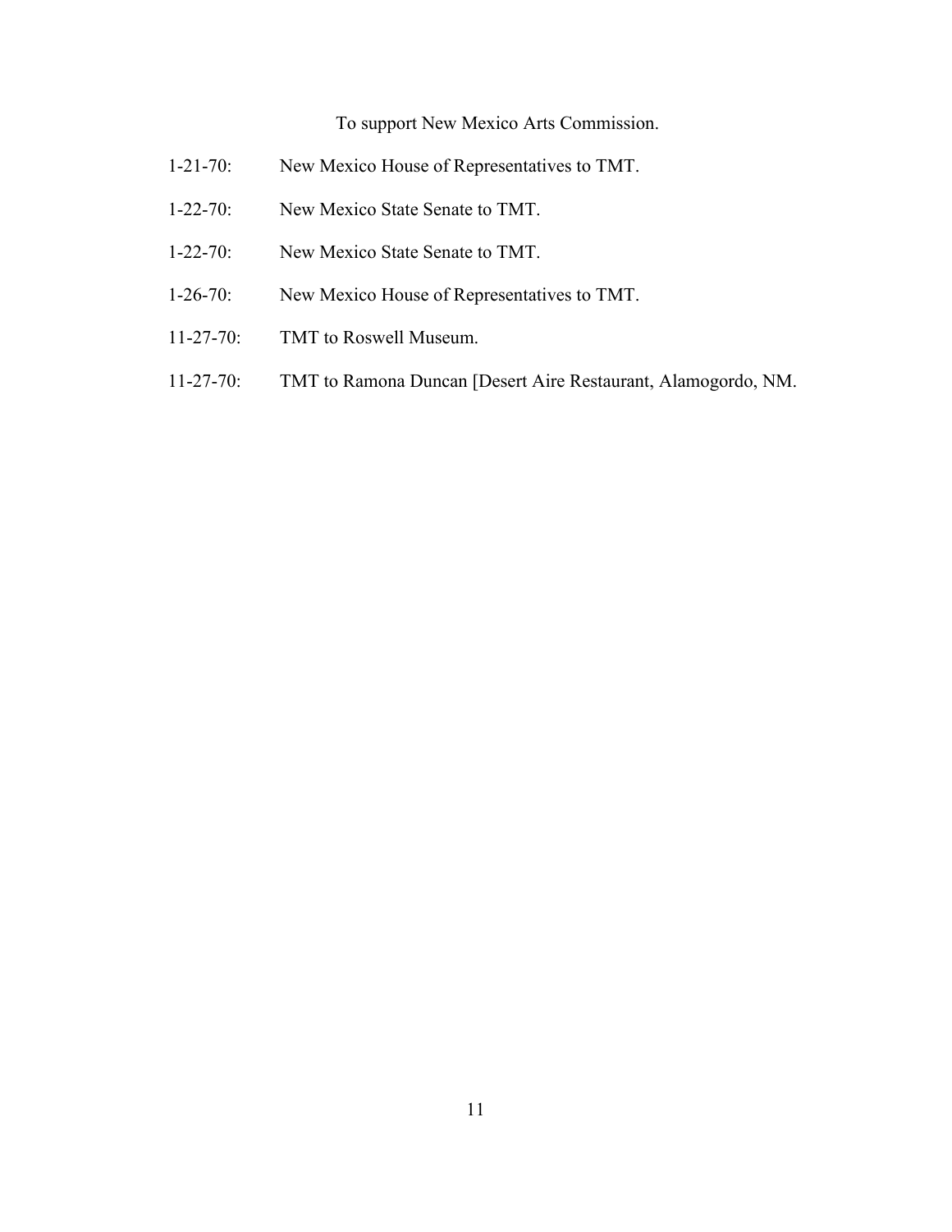To support New Mexico Arts Commission.

1-21-70: New Mexico House of Representatives to TMT.

1-22-70: New Mexico State Senate to TMT.

1-22-70: New Mexico State Senate to TMT.

1-26-70: New Mexico House of Representatives to TMT.

11-27-70: TMT to Roswell Museum.

11-27-70: TMT to Ramona Duncan [Desert Aire Restaurant, Alamogordo, NM.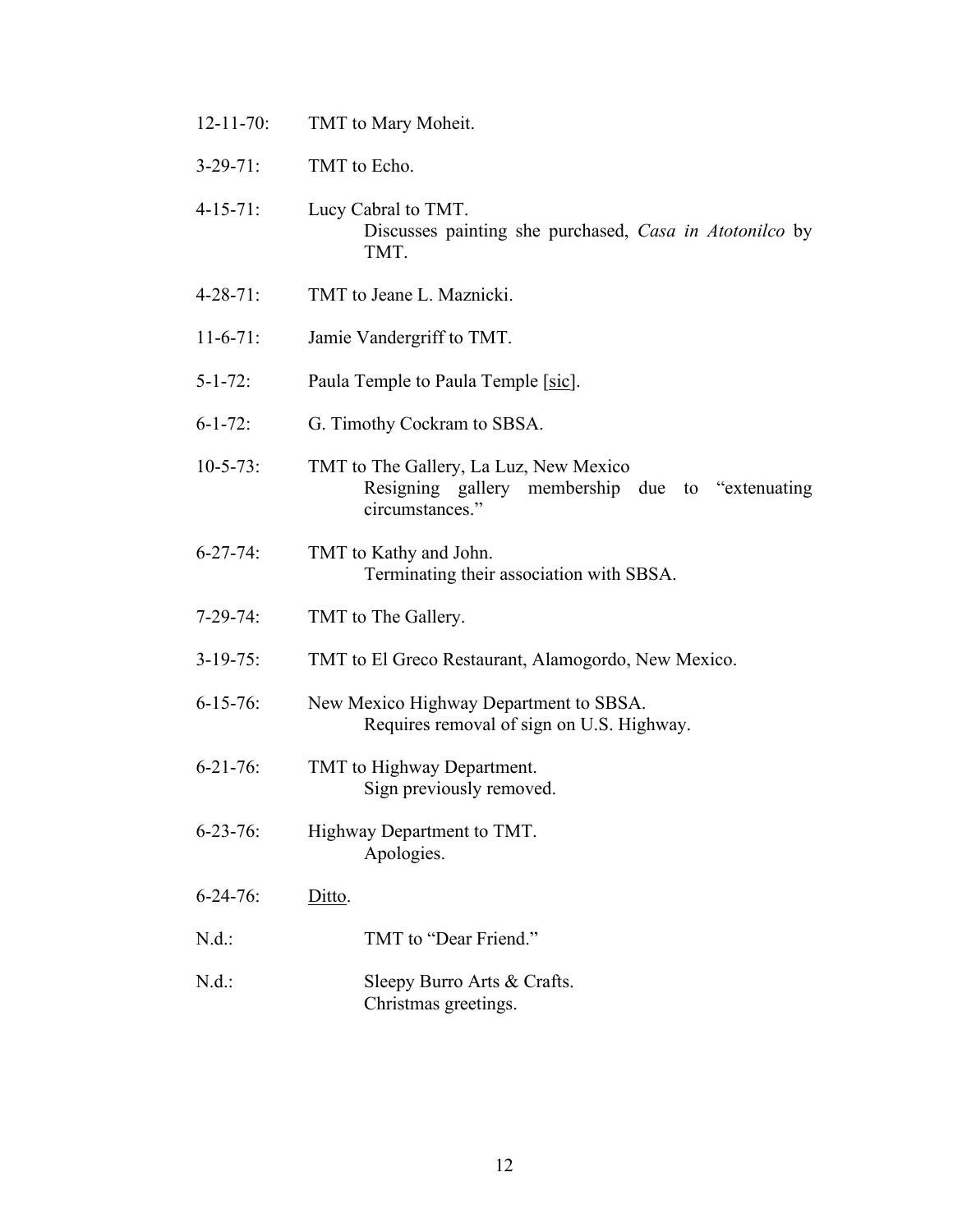12-11-70: TMT to Mary Moheit.

3-29-71: TMT to Echo.

4-15-71: Lucy Cabral to TMT.
    Discusses painting she purchased, *Casa in Atotonilco* by TMT.

4-28-71: TMT to Jeane L. Maznicki.

11-6-71: Jamie Vandergriff to TMT.

5-1-72: Paula Temple to Paula Temple [<u>sic</u>].

6-1-72: G. Timothy Cockram to SBSA.

10-5-73: TMT to The Gallery, La Luz, New Mexico
    Resigning gallery membership due to "extenuating circumstances."

6-27-74: TMT to Kathy and John.
    Terminating their association with SBSA.

7-29-74: TMT to The Gallery.

3-19-75: TMT to El Greco Restaurant, Alamogordo, New Mexico.

6-15-76: New Mexico Highway Department to SBSA.
    Requires removal of sign on U.S. Highway.

6-21-76: TMT to Highway Department.
    Sign previously removed.

6-23-76: Highway Department to TMT.
    Apologies.

6-24-76: <u>Ditto</u>.

N.d.: TMT to "Dear Friend."

N.d.: Sleepy Burro Arts & Crafts.
    Christmas greetings.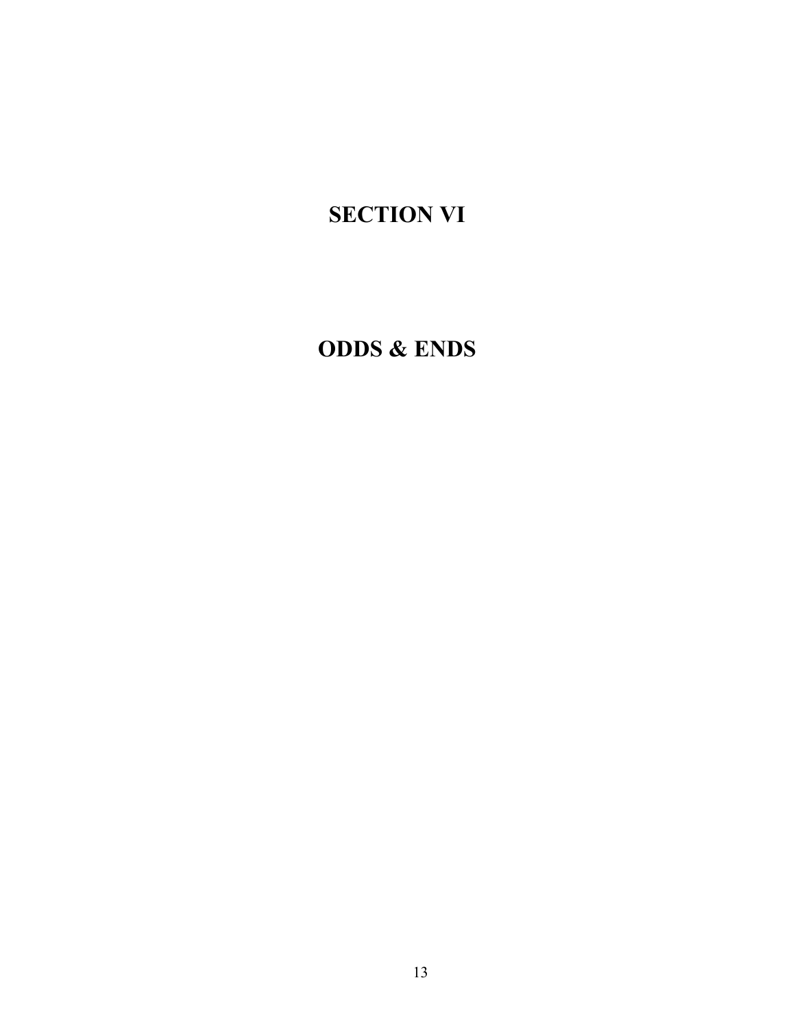# SECTION VI

# ODDS & ENDS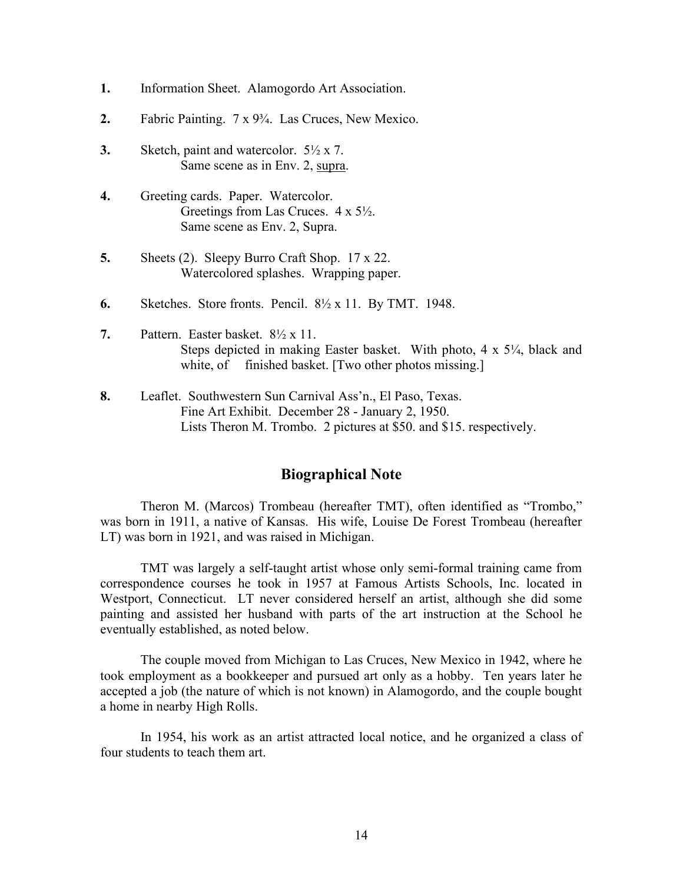**1.** Information Sheet. Alamogordo Art Association.

**2.** Fabric Painting. 7 x 9¾. Las Cruces, New Mexico.

**3.** Sketch, paint and watercolor. 5½ x 7.
Same scene as in Env. 2, supra.

**4.** Greeting cards. Paper. Watercolor.
Greetings from Las Cruces. 4 x 5½.
Same scene as Env. 2, Supra.

**5.** Sheets (2). Sleepy Burro Craft Shop. 17 x 22.
Watercolored splashes. Wrapping paper.

**6.** Sketches. Store fronts. Pencil. 8½ x 11. By TMT. 1948.

**7.** Pattern. Easter basket. 8½ x 11.
Steps depicted in making Easter basket. With photo, 4 x 5¼, black and white, of finished basket. [Two other photos missing.]

**8.** Leaflet. Southwestern Sun Carnival Ass'n., El Paso, Texas.
Fine Art Exhibit. December 28 - January 2, 1950.
Lists Theron M. Trombo. 2 pictures at $50. and $15. respectively.

## Biographical Note

Theron M. (Marcos) Trombeau (hereafter TMT), often identified as "Trombo," was born in 1911, a native of Kansas. His wife, Louise De Forest Trombeau (hereafter LT) was born in 1921, and was raised in Michigan.

TMT was largely a self-taught artist whose only semi-formal training came from correspondence courses he took in 1957 at Famous Artists Schools, Inc. located in Westport, Connecticut. LT never considered herself an artist, although she did some painting and assisted her husband with parts of the art instruction at the School he eventually established, as noted below.

The couple moved from Michigan to Las Cruces, New Mexico in 1942, where he took employment as a bookkeeper and pursued art only as a hobby. Ten years later he accepted a job (the nature of which is not known) in Alamogordo, and the couple bought a home in nearby High Rolls.

In 1954, his work as an artist attracted local notice, and he organized a class of four students to teach them art.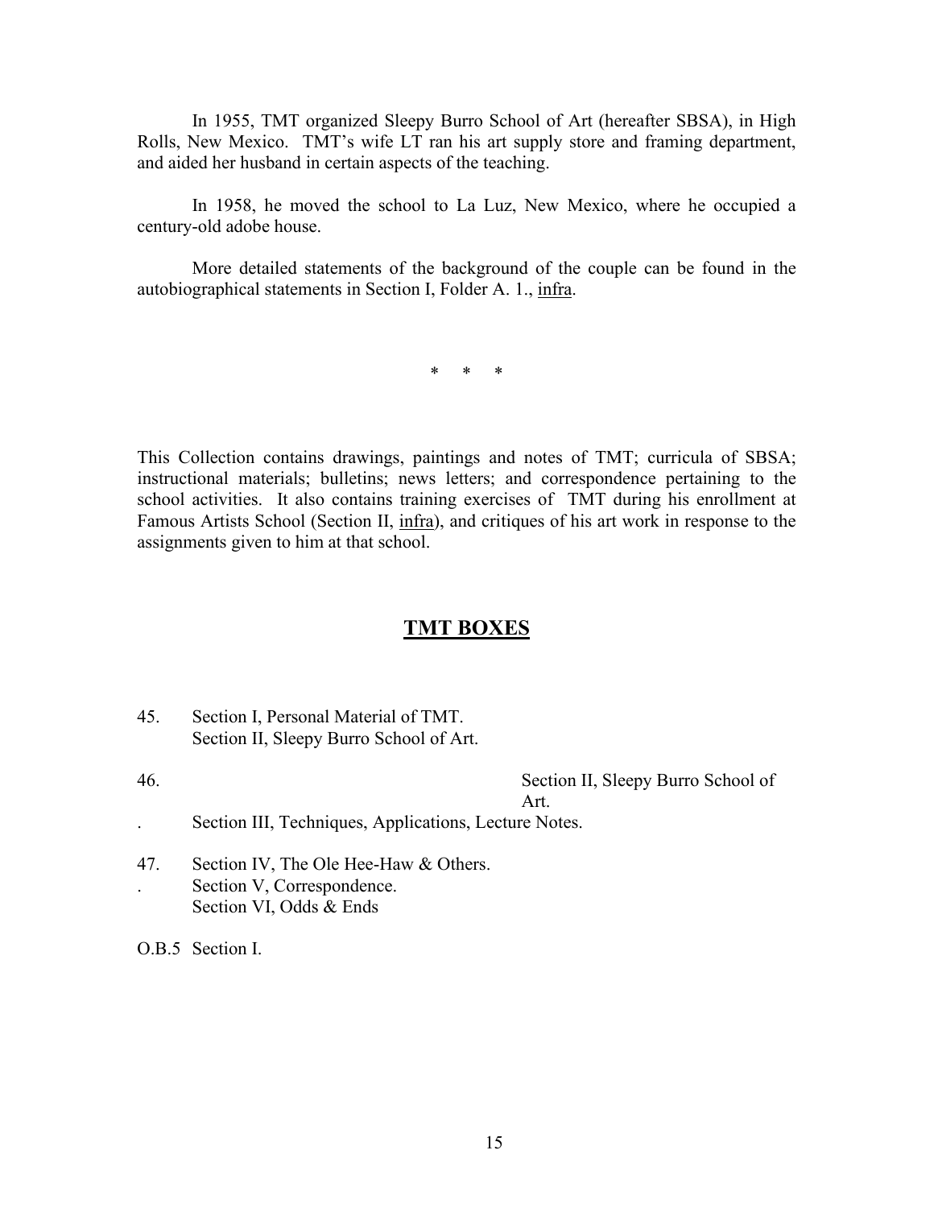In 1955, TMT organized Sleepy Burro School of Art (hereafter SBSA), in High Rolls, New Mexico. TMT's wife LT ran his art supply store and framing department, and aided her husband in certain aspects of the teaching.

In 1958, he moved the school to La Luz, New Mexico, where he occupied a century-old adobe house.

More detailed statements of the background of the couple can be found in the autobiographical statements in Section I, Folder A. 1., infra.

\* \* \*

This Collection contains drawings, paintings and notes of TMT; curricula of SBSA; instructional materials; bulletins; news letters; and correspondence pertaining to the school activities. It also contains training exercises of TMT during his enrollment at Famous Artists School (Section II, infra), and critiques of his art work in response to the assignments given to him at that school.

## TMT BOXES

45. Section I, Personal Material of TMT.
    Section II, Sleepy Burro School of Art.

46. Section II, Sleepy Burro School of Art.
    Section III, Techniques, Applications, Lecture Notes.

47. Section IV, The Ole Hee-Haw & Others.
    Section V, Correspondence.
    Section VI, Odds & Ends

O.B.5 Section I.